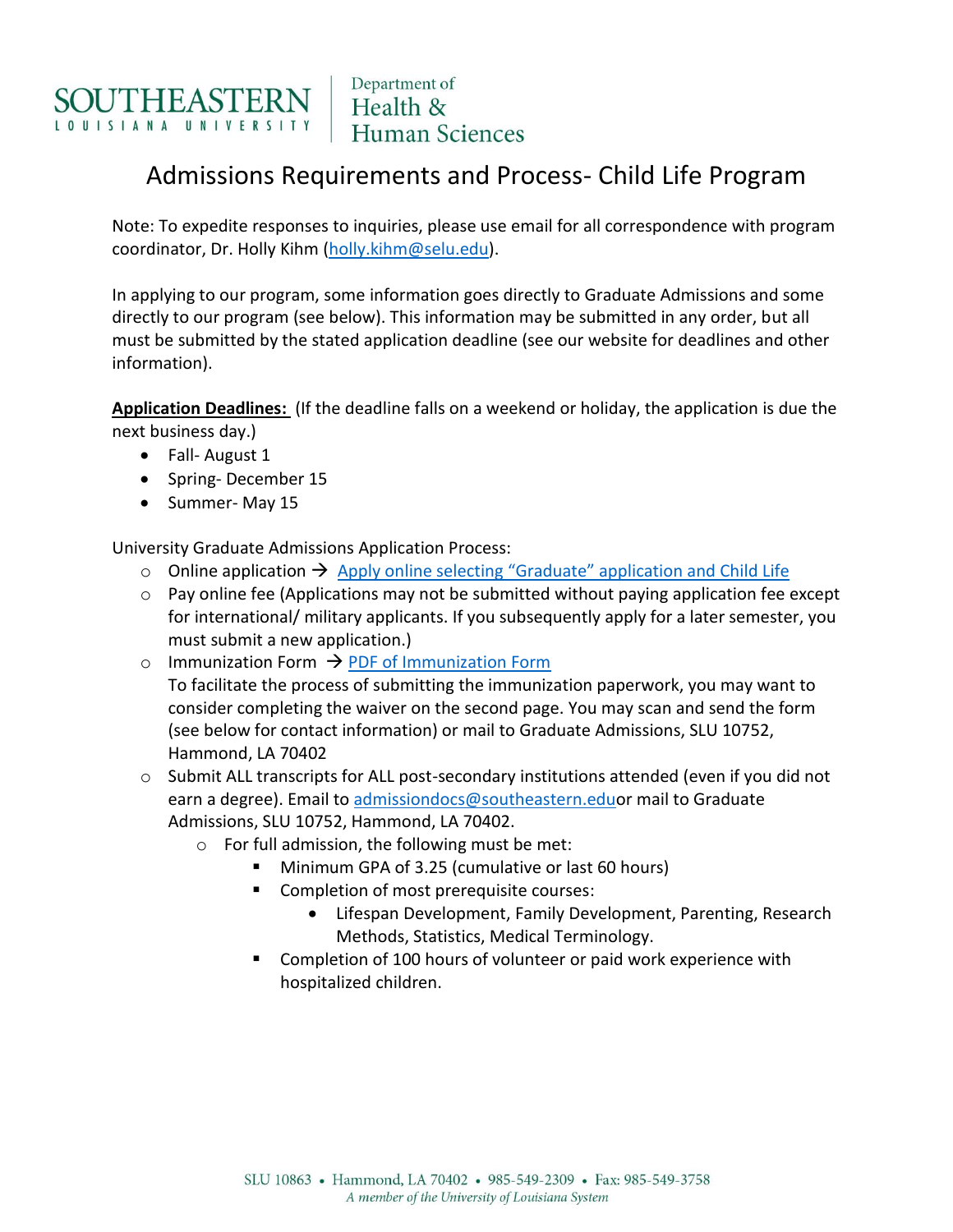SOUTHEASTERN LOUISIANA UNIVERSITY | Department of Health & Human Sciences

# Admissions Requirements and Process- Child Life Program

Note: To expedite responses to inquiries, please use email for all correspondence with program coordinator, Dr. Holly Kihm (holly.kihm@selu.edu).

In applying to our program, some information goes directly to Graduate Admissions and some directly to our program (see below). This information may be submitted in any order, but all must be submitted by the stated application deadline (see our website for deadlines and other information).

**Application Deadlines:** (If the deadline falls on a weekend or holiday, the application is due the next business day.)

- Fall- August 1
- Spring- December 15
- Summer- May 15

University Graduate Admissions Application Process:

- Online application → Apply online selecting "Graduate" application and Child Life
- Pay online fee (Applications may not be submitted without paying application fee except for international/ military applicants. If you subsequently apply for a later semester, you must submit a new application.)
- Immunization Form → PDF of Immunization Form
  To facilitate the process of submitting the immunization paperwork, you may want to consider completing the waiver on the second page. You may scan and send the form (see below for contact information) or mail to Graduate Admissions, SLU 10752, Hammond, LA 70402
- Submit ALL transcripts for ALL post-secondary institutions attended (even if you did not earn a degree). Email to admissiondocs@southeastern.edu or mail to Graduate Admissions, SLU 10752, Hammond, LA 70402.
  - For full admission, the following must be met:
    - Minimum GPA of 3.25 (cumulative or last 60 hours)
    - Completion of most prerequisite courses:
      - Lifespan Development, Family Development, Parenting, Research Methods, Statistics, Medical Terminology.
    - Completion of 100 hours of volunteer or paid work experience with hospitalized children.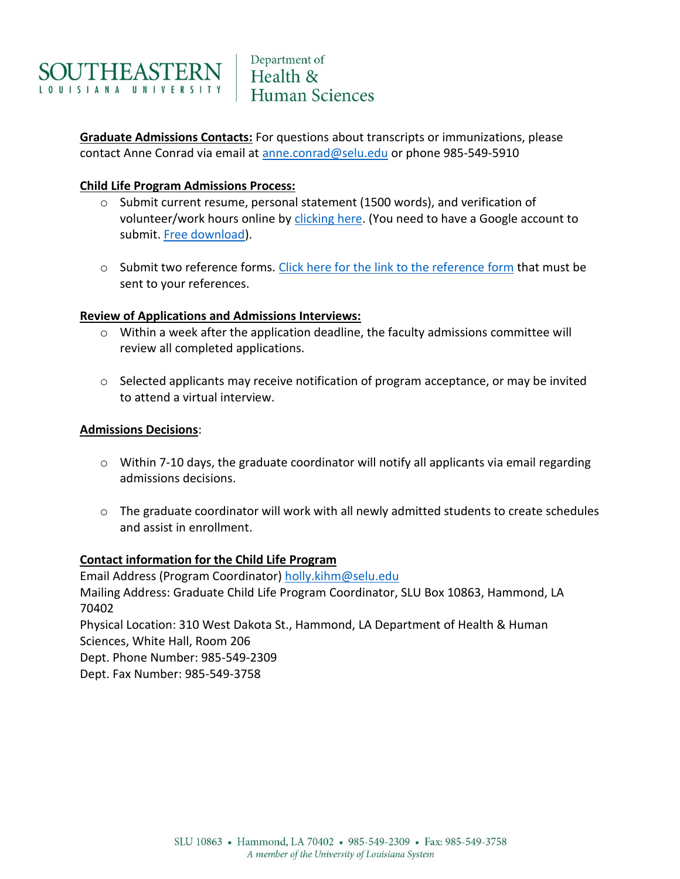**Graduate Admissions Contacts:** For questions about transcripts or immunizations, please contact Anne Conrad via email at anne.conrad@selu.edu or phone 985-549-5910

**Child Life Program Admissions Process:**

- Submit current resume, personal statement (1500 words), and verification of volunteer/work hours online by clicking here. (You need to have a Google account to submit. Free download).

- Submit two reference forms. Click here for the link to the reference form that must be sent to your references.

**Review of Applications and Admissions Interviews:**

- Within a week after the application deadline, the faculty admissions committee will review all completed applications.

- Selected applicants may receive notification of program acceptance, or may be invited to attend a virtual interview.

**Admissions Decisions**:

- Within 7-10 days, the graduate coordinator will notify all applicants via email regarding admissions decisions.

- The graduate coordinator will work with all newly admitted students to create schedules and assist in enrollment.

**Contact information for the Child Life Program**

Email Address (Program Coordinator) holly.kihm@selu.edu
Mailing Address: Graduate Child Life Program Coordinator, SLU Box 10863, Hammond, LA 70402
Physical Location: 310 West Dakota St., Hammond, LA Department of Health & Human Sciences, White Hall, Room 206
Dept. Phone Number: 985-549-2309
Dept. Fax Number: 985-549-3758